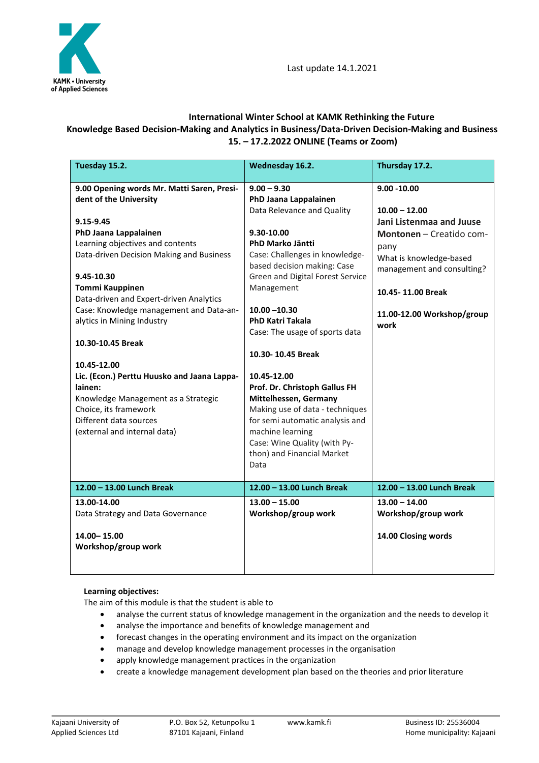KAMK • University of Applied Sciences

Last update 14.1.2021

**International Winter School at KAMK Rethinking the Future**
**Knowledge Based Decision-Making and Analytics in Business/Data-Driven Decision-Making and Business**
**15. – 17.2.2022 ONLINE (Teams or Zoom)**

| **Tuesday 15.2.** | **Wednesday 16.2.** | **Thursday 17.2.** |
|---|---|---|
| **9.00 Opening words Mr. Matti Saren, President of the University**<br><br>**9.15-9.45**<br>**PhD Jaana Lappalainen**<br>Learning objectives and contents<br>Data-driven Decision Making and Business<br><br>**9.45-10.30**<br>**Tommi Kauppinen**<br>Data-driven and Expert-driven Analytics<br>Case: Knowledge management and Data-analytics in Mining Industry<br><br>**10.30-10.45 Break**<br><br>**10.45-12.00**<br>**Lic. (Econ.) Perttu Huusko and Jaana Lappalainen:**<br>Knowledge Management as a Strategic Choice, its framework<br>Different data sources<br>(external and internal data) | **9.00 – 9.30**<br>**PhD Jaana Lappalainen**<br>Data Relevance and Quality<br><br>**9.30-10.00**<br>**PhD Marko Jäntti**<br>Case: Challenges in knowledge-based decision making: Case Green and Digital Forest Service Management<br><br>**10.00 –10.30**<br>**PhD Katri Takala**<br>Case: The usage of sports data<br><br>**10.30- 10.45 Break**<br><br>**10.45-12.00**<br>**Prof. Dr. Christoph Gallus FH Mittelhessen, Germany**<br>Making use of data - techniques for semi automatic analysis and machine learning<br>Case: Wine Quality (with Python) and Financial Market Data | **9.00 -10.00**<br><br>**10.00 – 12.00**<br>**Jani Listenmaa and Juuse Montonen** – Creatido company<br>What is knowledge-based management and consulting?<br><br>**10.45- 11.00 Break**<br><br>**11.00-12.00 Workshop/group work** |
| **12.00 – 13.00 Lunch Break** | **12.00 – 13.00 Lunch Break** | **12.00 – 13.00 Lunch Break** |
| **13.00-14.00**<br>Data Strategy and Data Governance<br><br>**14.00– 15.00**<br>**Workshop/group work** | **13.00 – 15.00**<br>**Workshop/group work** | **13.00 – 14.00**<br>**Workshop/group work**<br><br>**14.00 Closing words** |

**Learning objectives:**
The aim of this module is that the student is able to

- analyse the current status of knowledge management in the organization and the needs to develop it
- analyse the importance and benefits of knowledge management and
- forecast changes in the operating environment and its impact on the organization
- manage and develop knowledge management processes in the organisation
- apply knowledge management practices in the organization
- create a knowledge management development plan based on the theories and prior literature

Kajaani University of Applied Sciences Ltd | P.O. Box 52, Ketunpolku 1 87101 Kajaani, Finland | www.kamk.fi | Business ID: 25536004 Home municipality: Kajaani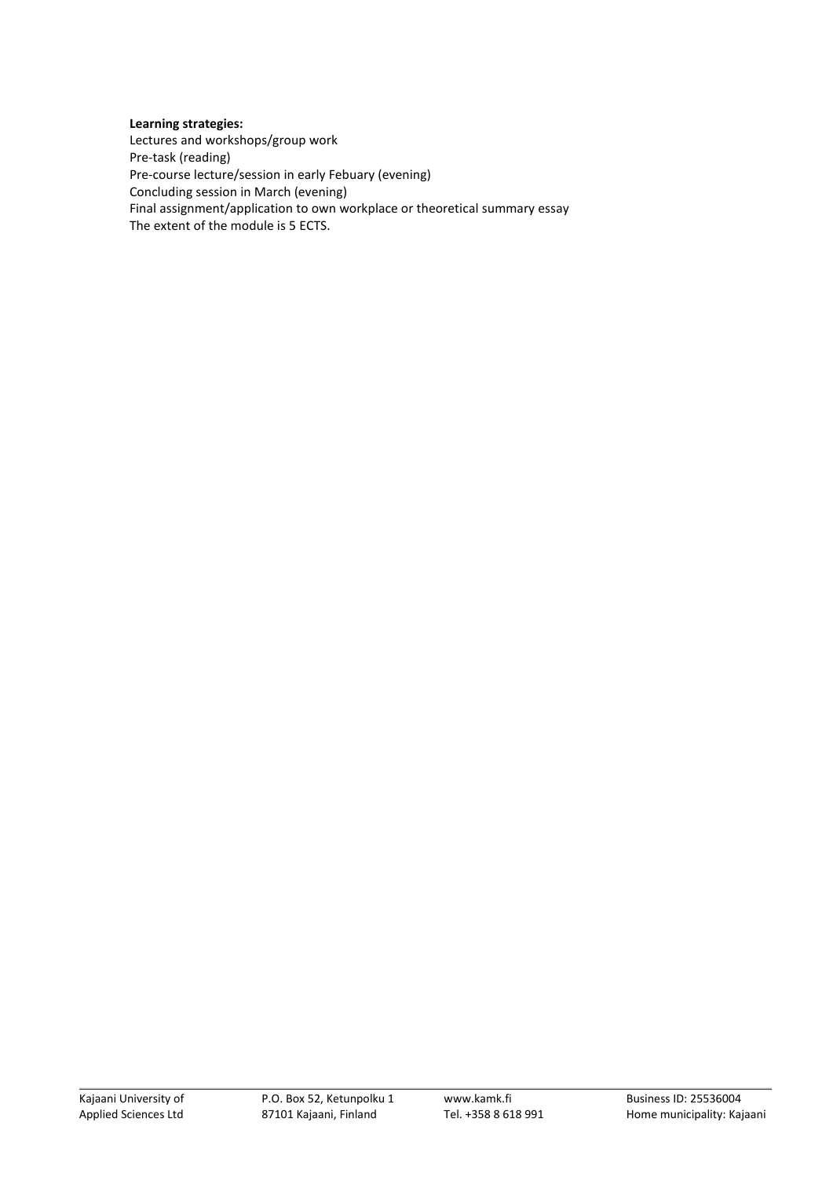**Learning strategies:**

Lectures and workshops/group work
Pre-task (reading)
Pre-course lecture/session in early Febuary (evening)
Concluding session in March (evening)
Final assignment/application to own workplace or theoretical summary essay
The extent of the module is 5 ECTS.